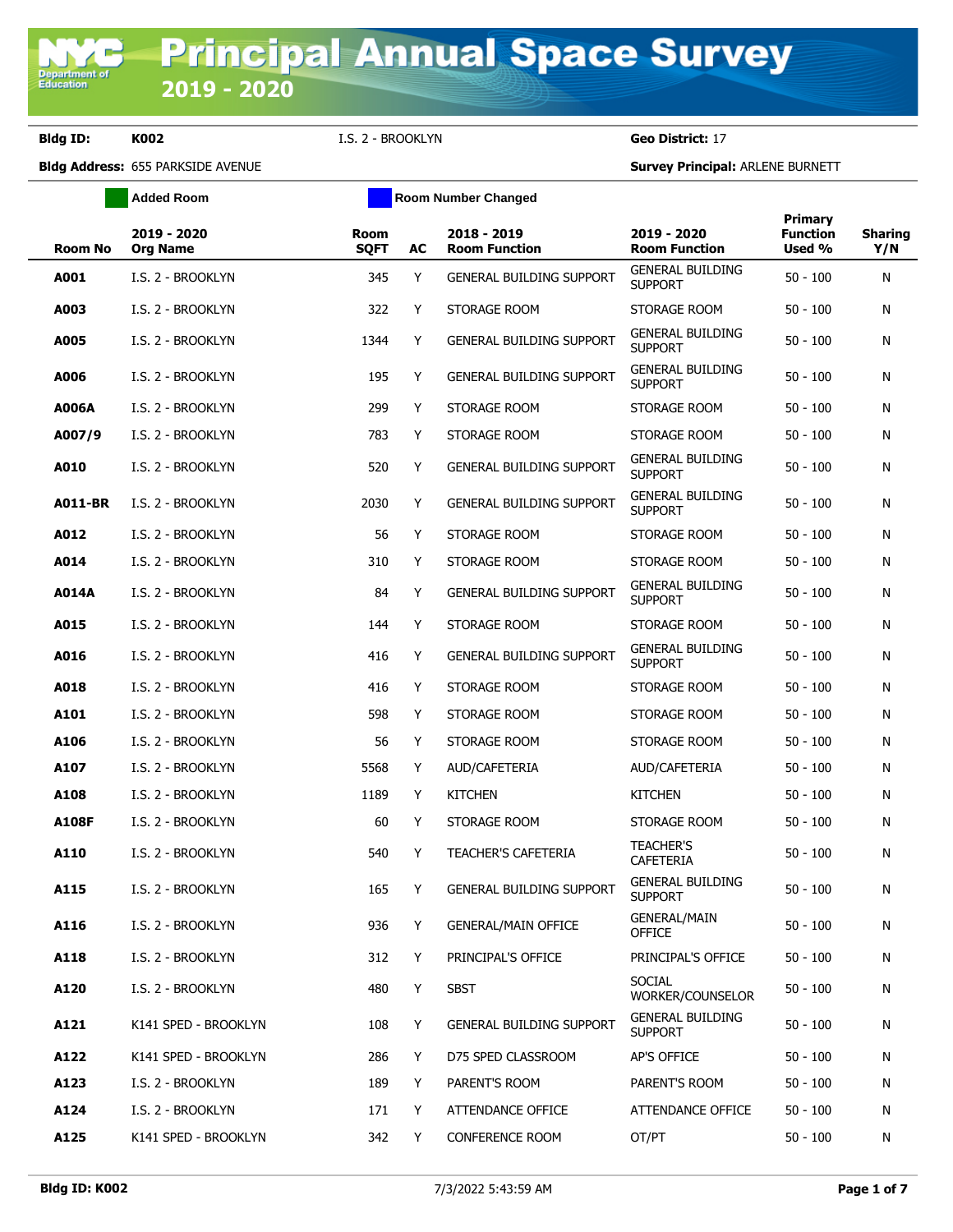# Principal Annual Space Survey 2019 - 2020

**Bldg ID:** K002 I.S. 2 - BROOKLYN **Geo District:** 17

**Bldg Address:** 655 PARKSIDE AVENUE **Survey Principal:** ARLENE BURNETT

Added Room | Room Number Changed

| Room No | 2019 - 2020 Org Name | Room SQFT | AC | 2018 - 2019 Room Function | 2019 - 2020 Room Function | Primary Function Used % | Sharing Y/N |
|---|---|---|---|---|---|---|---|
| A001 | I.S. 2 - BROOKLYN | 345 | Y | GENERAL BUILDING SUPPORT | GENERAL BUILDING SUPPORT | 50 - 100 | N |
| A003 | I.S. 2 - BROOKLYN | 322 | Y | STORAGE ROOM | STORAGE ROOM | 50 - 100 | N |
| A005 | I.S. 2 - BROOKLYN | 1344 | Y | GENERAL BUILDING SUPPORT | GENERAL BUILDING SUPPORT | 50 - 100 | N |
| A006 | I.S. 2 - BROOKLYN | 195 | Y | GENERAL BUILDING SUPPORT | GENERAL BUILDING SUPPORT | 50 - 100 | N |
| A006A | I.S. 2 - BROOKLYN | 299 | Y | STORAGE ROOM | STORAGE ROOM | 50 - 100 | N |
| A007/9 | I.S. 2 - BROOKLYN | 783 | Y | STORAGE ROOM | STORAGE ROOM | 50 - 100 | N |
| A010 | I.S. 2 - BROOKLYN | 520 | Y | GENERAL BUILDING SUPPORT | GENERAL BUILDING SUPPORT | 50 - 100 | N |
| A011-BR | I.S. 2 - BROOKLYN | 2030 | Y | GENERAL BUILDING SUPPORT | GENERAL BUILDING SUPPORT | 50 - 100 | N |
| A012 | I.S. 2 - BROOKLYN | 56 | Y | STORAGE ROOM | STORAGE ROOM | 50 - 100 | N |
| A014 | I.S. 2 - BROOKLYN | 310 | Y | STORAGE ROOM | STORAGE ROOM | 50 - 100 | N |
| A014A | I.S. 2 - BROOKLYN | 84 | Y | GENERAL BUILDING SUPPORT | GENERAL BUILDING SUPPORT | 50 - 100 | N |
| A015 | I.S. 2 - BROOKLYN | 144 | Y | STORAGE ROOM | STORAGE ROOM | 50 - 100 | N |
| A016 | I.S. 2 - BROOKLYN | 416 | Y | GENERAL BUILDING SUPPORT | GENERAL BUILDING SUPPORT | 50 - 100 | N |
| A018 | I.S. 2 - BROOKLYN | 416 | Y | STORAGE ROOM | STORAGE ROOM | 50 - 100 | N |
| A101 | I.S. 2 - BROOKLYN | 598 | Y | STORAGE ROOM | STORAGE ROOM | 50 - 100 | N |
| A106 | I.S. 2 - BROOKLYN | 56 | Y | STORAGE ROOM | STORAGE ROOM | 50 - 100 | N |
| A107 | I.S. 2 - BROOKLYN | 5568 | Y | AUD/CAFETERIA | AUD/CAFETERIA | 50 - 100 | N |
| A108 | I.S. 2 - BROOKLYN | 1189 | Y | KITCHEN | KITCHEN | 50 - 100 | N |
| A108F | I.S. 2 - BROOKLYN | 60 | Y | STORAGE ROOM | STORAGE ROOM | 50 - 100 | N |
| A110 | I.S. 2 - BROOKLYN | 540 | Y | TEACHER'S CAFETERIA | TEACHER'S CAFETERIA | 50 - 100 | N |
| A115 | I.S. 2 - BROOKLYN | 165 | Y | GENERAL BUILDING SUPPORT | GENERAL BUILDING SUPPORT | 50 - 100 | N |
| A116 | I.S. 2 - BROOKLYN | 936 | Y | GENERAL/MAIN OFFICE | GENERAL/MAIN OFFICE | 50 - 100 | N |
| A118 | I.S. 2 - BROOKLYN | 312 | Y | PRINCIPAL'S OFFICE | PRINCIPAL'S OFFICE | 50 - 100 | N |
| A120 | I.S. 2 - BROOKLYN | 480 | Y | SBST | SOCIAL WORKER/COUNSELOR | 50 - 100 | N |
| A121 | K141 SPED - BROOKLYN | 108 | Y | GENERAL BUILDING SUPPORT | GENERAL BUILDING SUPPORT | 50 - 100 | N |
| A122 | K141 SPED - BROOKLYN | 286 | Y | D75 SPED CLASSROOM | AP'S OFFICE | 50 - 100 | N |
| A123 | I.S. 2 - BROOKLYN | 189 | Y | PARENT'S ROOM | PARENT'S ROOM | 50 - 100 | N |
| A124 | I.S. 2 - BROOKLYN | 171 | Y | ATTENDANCE OFFICE | ATTENDANCE OFFICE | 50 - 100 | N |
| A125 | K141 SPED - BROOKLYN | 342 | Y | CONFERENCE ROOM | OT/PT | 50 - 100 | N |

Bldg ID: K002 7/3/2022 5:43:59 AM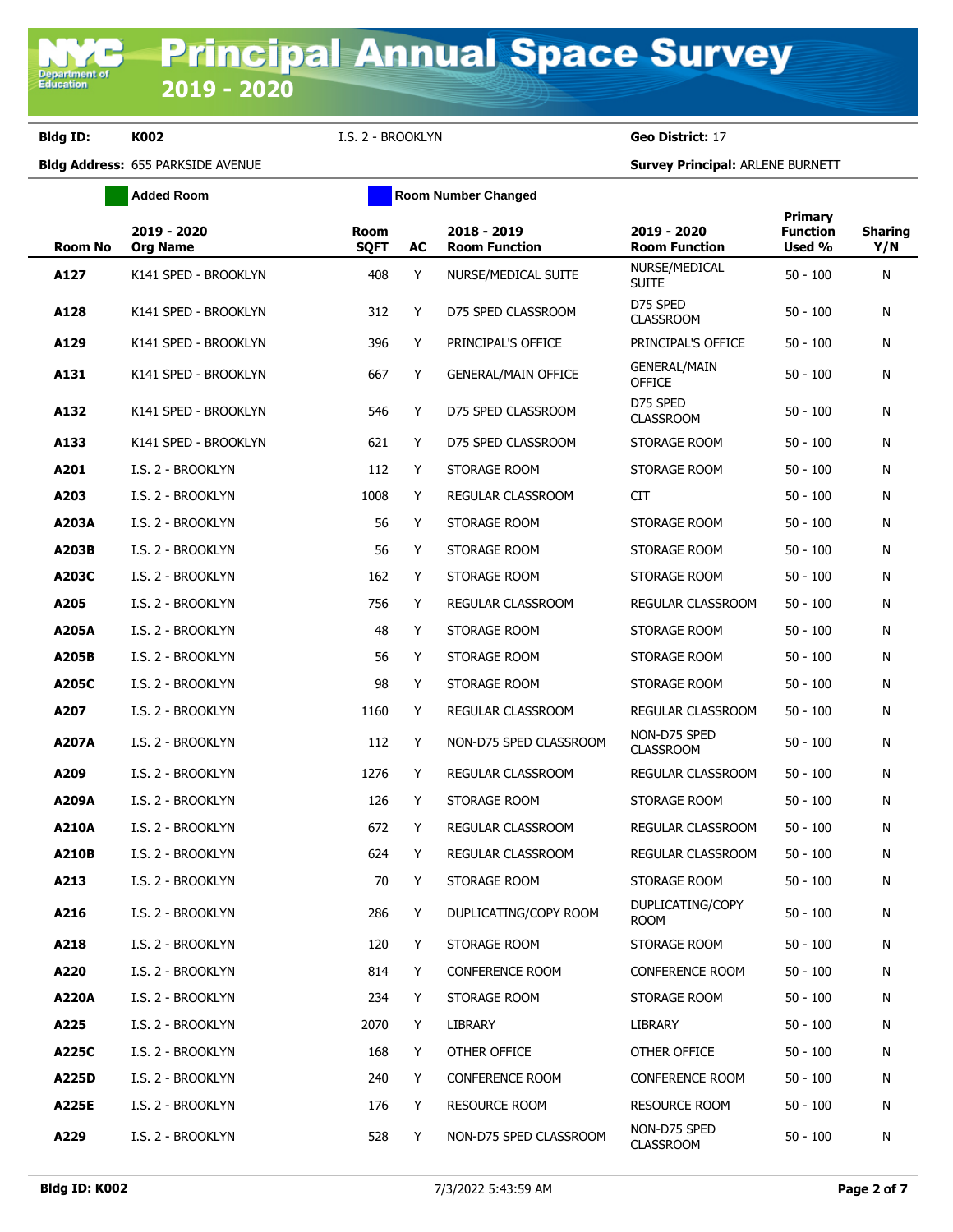# Principal Annual Space Survey 2019 - 2020

**Bldg ID:** **K002** I.S. 2 - BROOKLYN **Geo District:** 17

**Bldg Address:** 655 PARKSIDE AVENUE **Survey Principal:** ARLENE BURNETT

Added Room | Room Number Changed

| Room No | 2019 - 2020 Org Name | Room SQFT | AC | 2018 - 2019 Room Function | 2019 - 2020 Room Function | Primary Function Used % | Sharing Y/N |
|---|---|---|---|---|---|---|---|
| A127 | K141 SPED - BROOKLYN | 408 | Y | NURSE/MEDICAL SUITE | NURSE/MEDICAL SUITE | 50 - 100 | N |
| A128 | K141 SPED - BROOKLYN | 312 | Y | D75 SPED CLASSROOM | D75 SPED CLASSROOM | 50 - 100 | N |
| A129 | K141 SPED - BROOKLYN | 396 | Y | PRINCIPAL'S OFFICE | PRINCIPAL'S OFFICE | 50 - 100 | N |
| A131 | K141 SPED - BROOKLYN | 667 | Y | GENERAL/MAIN OFFICE | GENERAL/MAIN OFFICE | 50 - 100 | N |
| A132 | K141 SPED - BROOKLYN | 546 | Y | D75 SPED CLASSROOM | D75 SPED CLASSROOM | 50 - 100 | N |
| A133 | K141 SPED - BROOKLYN | 621 | Y | D75 SPED CLASSROOM | STORAGE ROOM | 50 - 100 | N |
| A201 | I.S. 2 - BROOKLYN | 112 | Y | STORAGE ROOM | STORAGE ROOM | 50 - 100 | N |
| A203 | I.S. 2 - BROOKLYN | 1008 | Y | REGULAR CLASSROOM | CIT | 50 - 100 | N |
| A203A | I.S. 2 - BROOKLYN | 56 | Y | STORAGE ROOM | STORAGE ROOM | 50 - 100 | N |
| A203B | I.S. 2 - BROOKLYN | 56 | Y | STORAGE ROOM | STORAGE ROOM | 50 - 100 | N |
| A203C | I.S. 2 - BROOKLYN | 162 | Y | STORAGE ROOM | STORAGE ROOM | 50 - 100 | N |
| A205 | I.S. 2 - BROOKLYN | 756 | Y | REGULAR CLASSROOM | REGULAR CLASSROOM | 50 - 100 | N |
| A205A | I.S. 2 - BROOKLYN | 48 | Y | STORAGE ROOM | STORAGE ROOM | 50 - 100 | N |
| A205B | I.S. 2 - BROOKLYN | 56 | Y | STORAGE ROOM | STORAGE ROOM | 50 - 100 | N |
| A205C | I.S. 2 - BROOKLYN | 98 | Y | STORAGE ROOM | STORAGE ROOM | 50 - 100 | N |
| A207 | I.S. 2 - BROOKLYN | 1160 | Y | REGULAR CLASSROOM | REGULAR CLASSROOM | 50 - 100 | N |
| A207A | I.S. 2 - BROOKLYN | 112 | Y | NON-D75 SPED CLASSROOM | NON-D75 SPED CLASSROOM | 50 - 100 | N |
| A209 | I.S. 2 - BROOKLYN | 1276 | Y | REGULAR CLASSROOM | REGULAR CLASSROOM | 50 - 100 | N |
| A209A | I.S. 2 - BROOKLYN | 126 | Y | STORAGE ROOM | STORAGE ROOM | 50 - 100 | N |
| A210A | I.S. 2 - BROOKLYN | 672 | Y | REGULAR CLASSROOM | REGULAR CLASSROOM | 50 - 100 | N |
| A210B | I.S. 2 - BROOKLYN | 624 | Y | REGULAR CLASSROOM | REGULAR CLASSROOM | 50 - 100 | N |
| A213 | I.S. 2 - BROOKLYN | 70 | Y | STORAGE ROOM | STORAGE ROOM | 50 - 100 | N |
| A216 | I.S. 2 - BROOKLYN | 286 | Y | DUPLICATING/COPY ROOM | DUPLICATING/COPY ROOM | 50 - 100 | N |
| A218 | I.S. 2 - BROOKLYN | 120 | Y | STORAGE ROOM | STORAGE ROOM | 50 - 100 | N |
| A220 | I.S. 2 - BROOKLYN | 814 | Y | CONFERENCE ROOM | CONFERENCE ROOM | 50 - 100 | N |
| A220A | I.S. 2 - BROOKLYN | 234 | Y | STORAGE ROOM | STORAGE ROOM | 50 - 100 | N |
| A225 | I.S. 2 - BROOKLYN | 2070 | Y | LIBRARY | LIBRARY | 50 - 100 | N |
| A225C | I.S. 2 - BROOKLYN | 168 | Y | OTHER OFFICE | OTHER OFFICE | 50 - 100 | N |
| A225D | I.S. 2 - BROOKLYN | 240 | Y | CONFERENCE ROOM | CONFERENCE ROOM | 50 - 100 | N |
| A225E | I.S. 2 - BROOKLYN | 176 | Y | RESOURCE ROOM | RESOURCE ROOM | 50 - 100 | N |
| A229 | I.S. 2 - BROOKLYN | 528 | Y | NON-D75 SPED CLASSROOM | NON-D75 SPED CLASSROOM | 50 - 100 | N |

7/3/2022 5:43:59 AM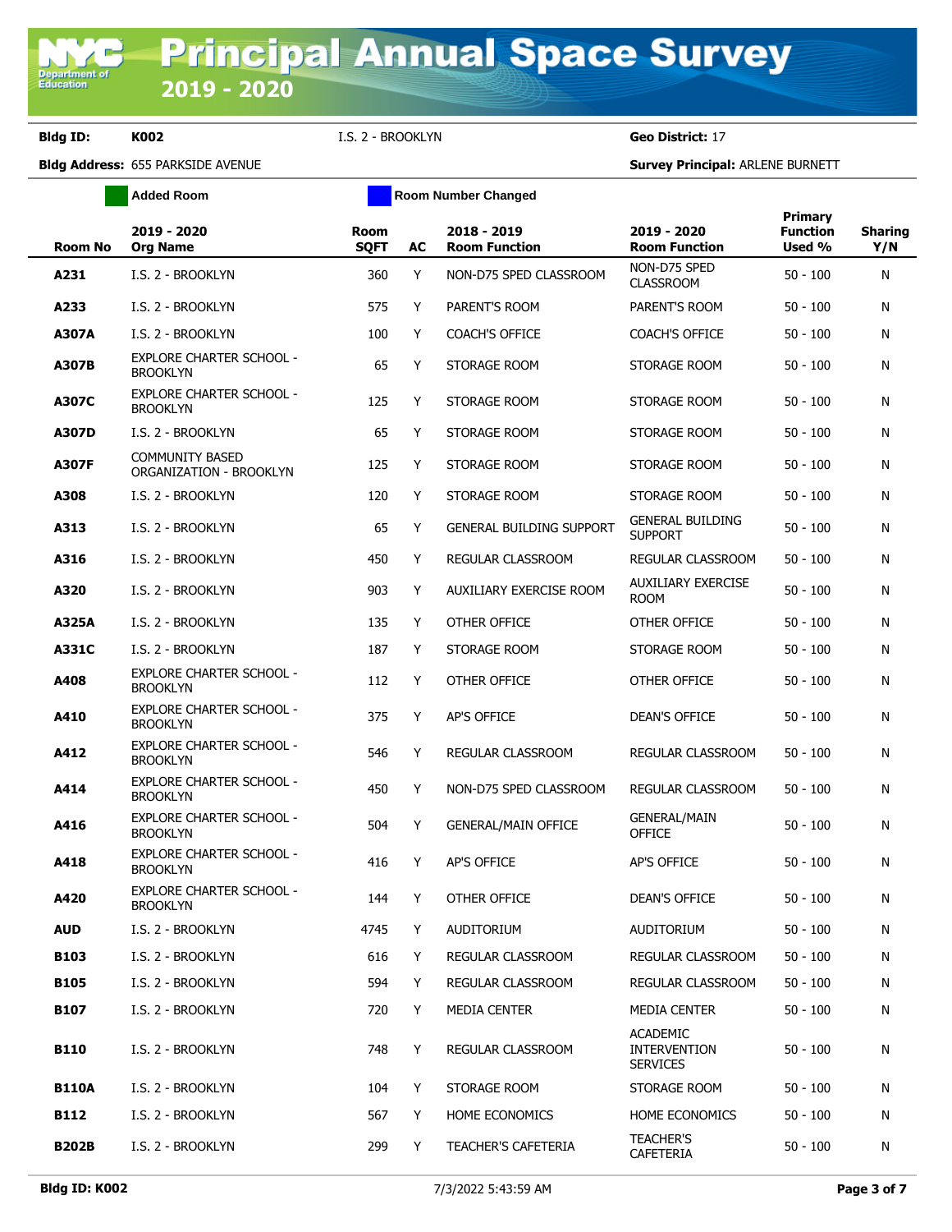# Principal Annual Space Survey 2019 - 2020

**Bldg ID:** K002 I.S. 2 - BROOKLYN **Geo District:** 17

**Bldg Address:** 655 PARKSIDE AVENUE **Survey Principal:** ARLENE BURNETT

Added Room | Room Number Changed

| Room No | 2019 - 2020 Org Name | Room SQFT | AC | 2018 - 2019 Room Function | 2019 - 2020 Room Function | Primary Function Used % | Sharing Y/N |
|---|---|---|---|---|---|---|---|
| A231 | I.S. 2 - BROOKLYN | 360 | Y | NON-D75 SPED CLASSROOM | NON-D75 SPED CLASSROOM | 50 - 100 | N |
| A233 | I.S. 2 - BROOKLYN | 575 | Y | PARENT'S ROOM | PARENT'S ROOM | 50 - 100 | N |
| A307A | I.S. 2 - BROOKLYN | 100 | Y | COACH'S OFFICE | COACH'S OFFICE | 50 - 100 | N |
| A307B | EXPLORE CHARTER SCHOOL - BROOKLYN | 65 | Y | STORAGE ROOM | STORAGE ROOM | 50 - 100 | N |
| A307C | EXPLORE CHARTER SCHOOL - BROOKLYN | 125 | Y | STORAGE ROOM | STORAGE ROOM | 50 - 100 | N |
| A307D | I.S. 2 - BROOKLYN | 65 | Y | STORAGE ROOM | STORAGE ROOM | 50 - 100 | N |
| A307F | COMMUNITY BASED ORGANIZATION - BROOKLYN | 125 | Y | STORAGE ROOM | STORAGE ROOM | 50 - 100 | N |
| A308 | I.S. 2 - BROOKLYN | 120 | Y | STORAGE ROOM | STORAGE ROOM | 50 - 100 | N |
| A313 | I.S. 2 - BROOKLYN | 65 | Y | GENERAL BUILDING SUPPORT | GENERAL BUILDING SUPPORT | 50 - 100 | N |
| A316 | I.S. 2 - BROOKLYN | 450 | Y | REGULAR CLASSROOM | REGULAR CLASSROOM | 50 - 100 | N |
| A320 | I.S. 2 - BROOKLYN | 903 | Y | AUXILIARY EXERCISE ROOM | AUXILIARY EXERCISE ROOM | 50 - 100 | N |
| A325A | I.S. 2 - BROOKLYN | 135 | Y | OTHER OFFICE | OTHER OFFICE | 50 - 100 | N |
| A331C | I.S. 2 - BROOKLYN | 187 | Y | STORAGE ROOM | STORAGE ROOM | 50 - 100 | N |
| A408 | EXPLORE CHARTER SCHOOL - BROOKLYN | 112 | Y | OTHER OFFICE | OTHER OFFICE | 50 - 100 | N |
| A410 | EXPLORE CHARTER SCHOOL - BROOKLYN | 375 | Y | AP'S OFFICE | DEAN'S OFFICE | 50 - 100 | N |
| A412 | EXPLORE CHARTER SCHOOL - BROOKLYN | 546 | Y | REGULAR CLASSROOM | REGULAR CLASSROOM | 50 - 100 | N |
| A414 | EXPLORE CHARTER SCHOOL - BROOKLYN | 450 | Y | NON-D75 SPED CLASSROOM | REGULAR CLASSROOM | 50 - 100 | N |
| A416 | EXPLORE CHARTER SCHOOL - BROOKLYN | 504 | Y | GENERAL/MAIN OFFICE | GENERAL/MAIN OFFICE | 50 - 100 | N |
| A418 | EXPLORE CHARTER SCHOOL - BROOKLYN | 416 | Y | AP'S OFFICE | AP'S OFFICE | 50 - 100 | N |
| A420 | EXPLORE CHARTER SCHOOL - BROOKLYN | 144 | Y | OTHER OFFICE | DEAN'S OFFICE | 50 - 100 | N |
| AUD | I.S. 2 - BROOKLYN | 4745 | Y | AUDITORIUM | AUDITORIUM | 50 - 100 | N |
| B103 | I.S. 2 - BROOKLYN | 616 | Y | REGULAR CLASSROOM | REGULAR CLASSROOM | 50 - 100 | N |
| B105 | I.S. 2 - BROOKLYN | 594 | Y | REGULAR CLASSROOM | REGULAR CLASSROOM | 50 - 100 | N |
| B107 | I.S. 2 - BROOKLYN | 720 | Y | MEDIA CENTER | MEDIA CENTER | 50 - 100 | N |
| B110 | I.S. 2 - BROOKLYN | 748 | Y | REGULAR CLASSROOM | ACADEMIC INTERVENTION SERVICES | 50 - 100 | N |
| B110A | I.S. 2 - BROOKLYN | 104 | Y | STORAGE ROOM | STORAGE ROOM | 50 - 100 | N |
| B112 | I.S. 2 - BROOKLYN | 567 | Y | HOME ECONOMICS | HOME ECONOMICS | 50 - 100 | N |
| B202B | I.S. 2 - BROOKLYN | 299 | Y | TEACHER'S CAFETERIA | TEACHER'S CAFETERIA | 50 - 100 | N |

Bldg ID: K002 7/3/2022 5:43:59 AM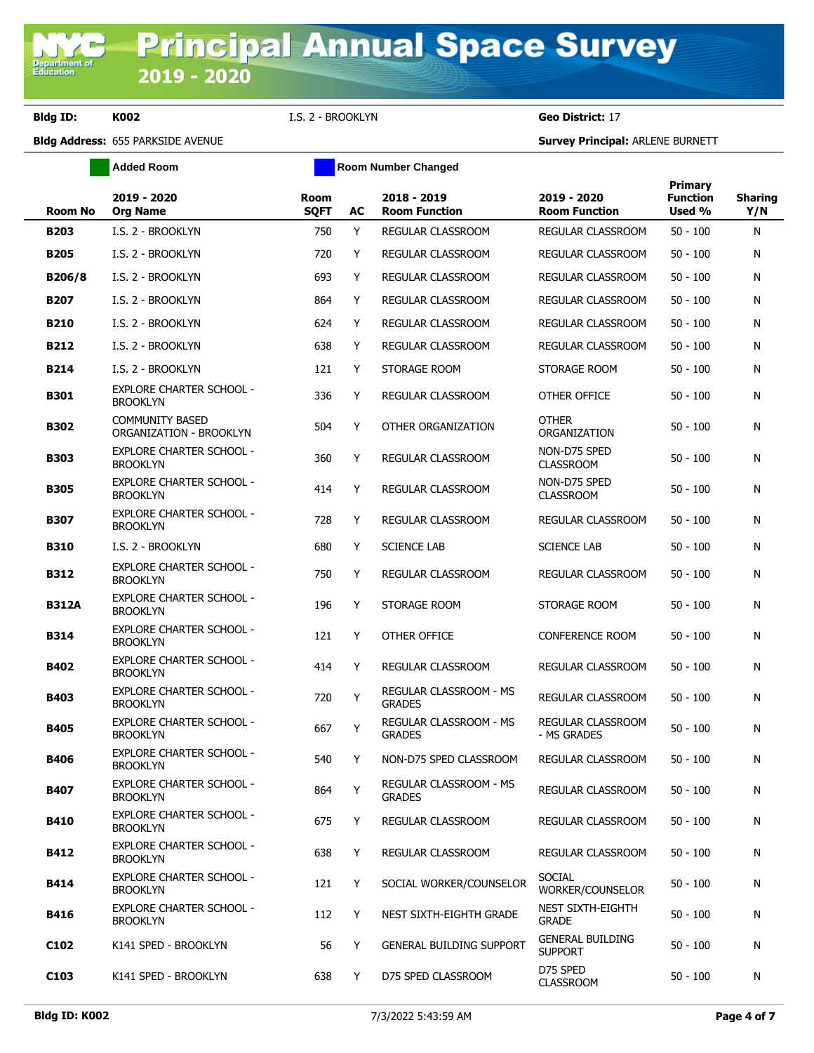**Bldg ID:** K002 I.S. 2 - BROOKLYN **Geo District:** 17

**Bldg Address:** 655 PARKSIDE AVENUE **Survey Principal:** ARLENE BURNETT

Added Room | Room Number Changed

| Room No | 2019 - 2020 Org Name | Room SQFT | AC | 2018 - 2019 Room Function | 2019 - 2020 Room Function | Primary Function Used % | Sharing Y/N |
|---|---|---|---|---|---|---|---|
| **B203** | I.S. 2 - BROOKLYN | 750 | Y | REGULAR CLASSROOM | REGULAR CLASSROOM | 50 - 100 | N |
| **B205** | I.S. 2 - BROOKLYN | 720 | Y | REGULAR CLASSROOM | REGULAR CLASSROOM | 50 - 100 | N |
| **B206/8** | I.S. 2 - BROOKLYN | 693 | Y | REGULAR CLASSROOM | REGULAR CLASSROOM | 50 - 100 | N |
| **B207** | I.S. 2 - BROOKLYN | 864 | Y | REGULAR CLASSROOM | REGULAR CLASSROOM | 50 - 100 | N |
| **B210** | I.S. 2 - BROOKLYN | 624 | Y | REGULAR CLASSROOM | REGULAR CLASSROOM | 50 - 100 | N |
| **B212** | I.S. 2 - BROOKLYN | 638 | Y | REGULAR CLASSROOM | REGULAR CLASSROOM | 50 - 100 | N |
| **B214** | I.S. 2 - BROOKLYN | 121 | Y | STORAGE ROOM | STORAGE ROOM | 50 - 100 | N |
| **B301** | EXPLORE CHARTER SCHOOL - BROOKLYN | 336 | Y | REGULAR CLASSROOM | OTHER OFFICE | 50 - 100 | N |
| **B302** | COMMUNITY BASED ORGANIZATION - BROOKLYN | 504 | Y | OTHER ORGANIZATION | OTHER ORGANIZATION | 50 - 100 | N |
| **B303** | EXPLORE CHARTER SCHOOL - BROOKLYN | 360 | Y | REGULAR CLASSROOM | NON-D75 SPED CLASSROOM | 50 - 100 | N |
| **B305** | EXPLORE CHARTER SCHOOL - BROOKLYN | 414 | Y | REGULAR CLASSROOM | NON-D75 SPED CLASSROOM | 50 - 100 | N |
| **B307** | EXPLORE CHARTER SCHOOL - BROOKLYN | 728 | Y | REGULAR CLASSROOM | REGULAR CLASSROOM | 50 - 100 | N |
| **B310** | I.S. 2 - BROOKLYN | 680 | Y | SCIENCE LAB | SCIENCE LAB | 50 - 100 | N |
| **B312** | EXPLORE CHARTER SCHOOL - BROOKLYN | 750 | Y | REGULAR CLASSROOM | REGULAR CLASSROOM | 50 - 100 | N |
| **B312A** | EXPLORE CHARTER SCHOOL - BROOKLYN | 196 | Y | STORAGE ROOM | STORAGE ROOM | 50 - 100 | N |
| **B314** | EXPLORE CHARTER SCHOOL - BROOKLYN | 121 | Y | OTHER OFFICE | CONFERENCE ROOM | 50 - 100 | N |
| **B402** | EXPLORE CHARTER SCHOOL - BROOKLYN | 414 | Y | REGULAR CLASSROOM | REGULAR CLASSROOM | 50 - 100 | N |
| **B403** | EXPLORE CHARTER SCHOOL - BROOKLYN | 720 | Y | REGULAR CLASSROOM - MS GRADES | REGULAR CLASSROOM | 50 - 100 | N |
| **B405** | EXPLORE CHARTER SCHOOL - BROOKLYN | 667 | Y | REGULAR CLASSROOM - MS GRADES | REGULAR CLASSROOM - MS GRADES | 50 - 100 | N |
| **B406** | EXPLORE CHARTER SCHOOL - BROOKLYN | 540 | Y | NON-D75 SPED CLASSROOM | REGULAR CLASSROOM | 50 - 100 | N |
| **B407** | EXPLORE CHARTER SCHOOL - BROOKLYN | 864 | Y | REGULAR CLASSROOM - MS GRADES | REGULAR CLASSROOM | 50 - 100 | N |
| **B410** | EXPLORE CHARTER SCHOOL - BROOKLYN | 675 | Y | REGULAR CLASSROOM | REGULAR CLASSROOM | 50 - 100 | N |
| **B412** | EXPLORE CHARTER SCHOOL - BROOKLYN | 638 | Y | REGULAR CLASSROOM | REGULAR CLASSROOM | 50 - 100 | N |
| **B414** | EXPLORE CHARTER SCHOOL - BROOKLYN | 121 | Y | SOCIAL WORKER/COUNSELOR | SOCIAL WORKER/COUNSELOR | 50 - 100 | N |
| **B416** | EXPLORE CHARTER SCHOOL - BROOKLYN | 112 | Y | NEST SIXTH-EIGHTH GRADE | NEST SIXTH-EIGHTH GRADE | 50 - 100 | N |
| **C102** | K141 SPED - BROOKLYN | 56 | Y | GENERAL BUILDING SUPPORT | GENERAL BUILDING SUPPORT | 50 - 100 | N |
| **C103** | K141 SPED - BROOKLYN | 638 | Y | D75 SPED CLASSROOM | D75 SPED CLASSROOM | 50 - 100 | N |

7/3/2022 5:43:59 AM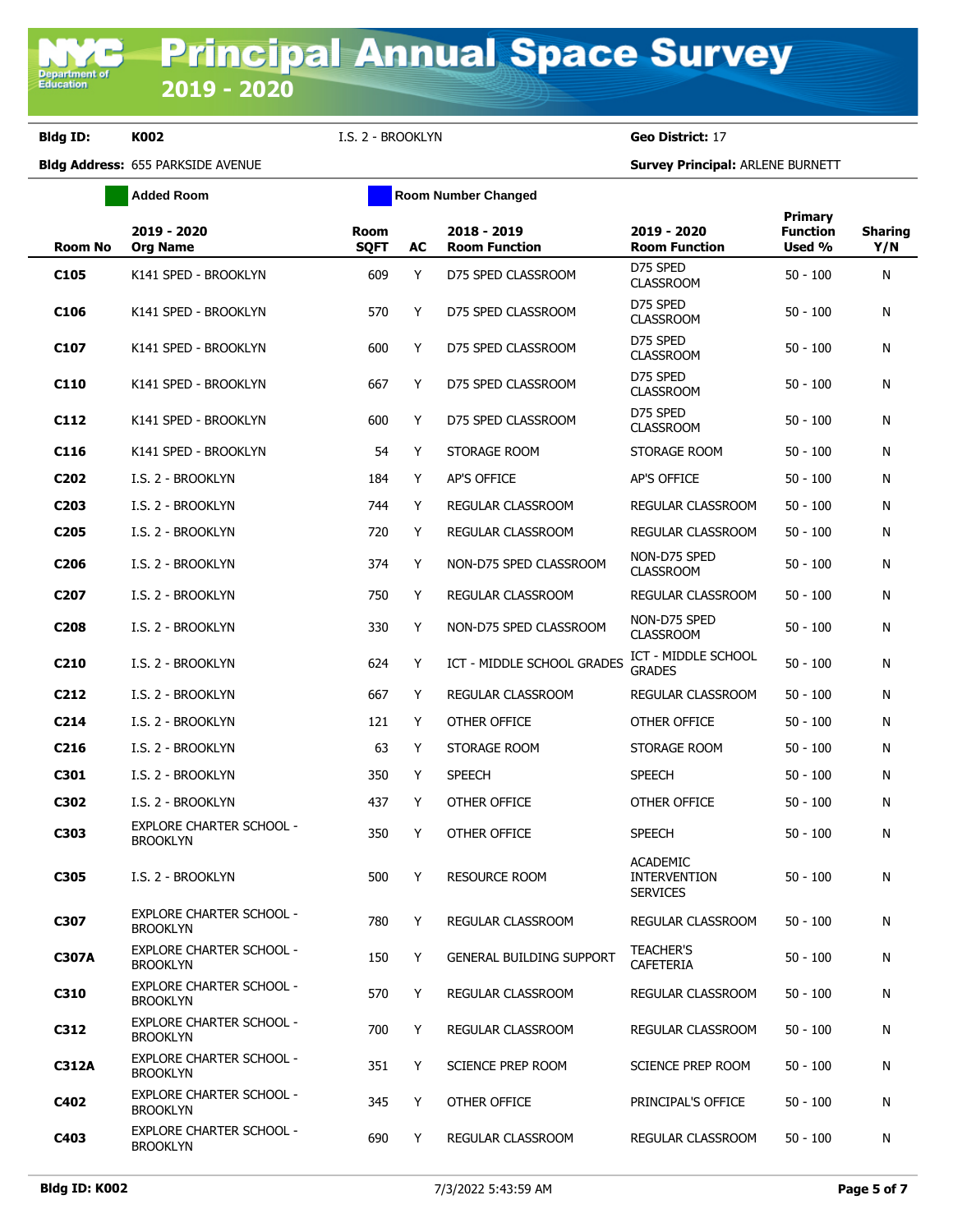# Principal Annual Space Survey 2019 - 2020

**Bldg ID:** K002 I.S. 2 - BROOKLYN **Geo District:** 17

**Bldg Address:** 655 PARKSIDE AVENUE **Survey Principal:** ARLENE BURNETT

Added Room | Room Number Changed

| Room No | 2019 - 2020 Org Name | Room SQFT | AC | 2018 - 2019 Room Function | 2019 - 2020 Room Function | Primary Function Used % | Sharing Y/N |
|---|---|---|---|---|---|---|---|
| C105 | K141 SPED - BROOKLYN | 609 | Y | D75 SPED CLASSROOM | D75 SPED CLASSROOM | 50 - 100 | N |
| C106 | K141 SPED - BROOKLYN | 570 | Y | D75 SPED CLASSROOM | D75 SPED CLASSROOM | 50 - 100 | N |
| C107 | K141 SPED - BROOKLYN | 600 | Y | D75 SPED CLASSROOM | D75 SPED CLASSROOM | 50 - 100 | N |
| C110 | K141 SPED - BROOKLYN | 667 | Y | D75 SPED CLASSROOM | D75 SPED CLASSROOM | 50 - 100 | N |
| C112 | K141 SPED - BROOKLYN | 600 | Y | D75 SPED CLASSROOM | D75 SPED CLASSROOM | 50 - 100 | N |
| C116 | K141 SPED - BROOKLYN | 54 | Y | STORAGE ROOM | STORAGE ROOM | 50 - 100 | N |
| C202 | I.S. 2 - BROOKLYN | 184 | Y | AP'S OFFICE | AP'S OFFICE | 50 - 100 | N |
| C203 | I.S. 2 - BROOKLYN | 744 | Y | REGULAR CLASSROOM | REGULAR CLASSROOM | 50 - 100 | N |
| C205 | I.S. 2 - BROOKLYN | 720 | Y | REGULAR CLASSROOM | REGULAR CLASSROOM | 50 - 100 | N |
| C206 | I.S. 2 - BROOKLYN | 374 | Y | NON-D75 SPED CLASSROOM | NON-D75 SPED CLASSROOM | 50 - 100 | N |
| C207 | I.S. 2 - BROOKLYN | 750 | Y | REGULAR CLASSROOM | REGULAR CLASSROOM | 50 - 100 | N |
| C208 | I.S. 2 - BROOKLYN | 330 | Y | NON-D75 SPED CLASSROOM | NON-D75 SPED CLASSROOM | 50 - 100 | N |
| C210 | I.S. 2 - BROOKLYN | 624 | Y | ICT - MIDDLE SCHOOL GRADES | ICT - MIDDLE SCHOOL GRADES | 50 - 100 | N |
| C212 | I.S. 2 - BROOKLYN | 667 | Y | REGULAR CLASSROOM | REGULAR CLASSROOM | 50 - 100 | N |
| C214 | I.S. 2 - BROOKLYN | 121 | Y | OTHER OFFICE | OTHER OFFICE | 50 - 100 | N |
| C216 | I.S. 2 - BROOKLYN | 63 | Y | STORAGE ROOM | STORAGE ROOM | 50 - 100 | N |
| C301 | I.S. 2 - BROOKLYN | 350 | Y | SPEECH | SPEECH | 50 - 100 | N |
| C302 | I.S. 2 - BROOKLYN | 437 | Y | OTHER OFFICE | OTHER OFFICE | 50 - 100 | N |
| C303 | EXPLORE CHARTER SCHOOL - BROOKLYN | 350 | Y | OTHER OFFICE | SPEECH | 50 - 100 | N |
| C305 | I.S. 2 - BROOKLYN | 500 | Y | RESOURCE ROOM | ACADEMIC INTERVENTION SERVICES | 50 - 100 | N |
| C307 | EXPLORE CHARTER SCHOOL - BROOKLYN | 780 | Y | REGULAR CLASSROOM | REGULAR CLASSROOM | 50 - 100 | N |
| C307A | EXPLORE CHARTER SCHOOL - BROOKLYN | 150 | Y | GENERAL BUILDING SUPPORT | TEACHER'S CAFETERIA | 50 - 100 | N |
| C310 | EXPLORE CHARTER SCHOOL - BROOKLYN | 570 | Y | REGULAR CLASSROOM | REGULAR CLASSROOM | 50 - 100 | N |
| C312 | EXPLORE CHARTER SCHOOL - BROOKLYN | 700 | Y | REGULAR CLASSROOM | REGULAR CLASSROOM | 50 - 100 | N |
| C312A | EXPLORE CHARTER SCHOOL - BROOKLYN | 351 | Y | SCIENCE PREP ROOM | SCIENCE PREP ROOM | 50 - 100 | N |
| C402 | EXPLORE CHARTER SCHOOL - BROOKLYN | 345 | Y | OTHER OFFICE | PRINCIPAL'S OFFICE | 50 - 100 | N |
| C403 | EXPLORE CHARTER SCHOOL - BROOKLYN | 690 | Y | REGULAR CLASSROOM | REGULAR CLASSROOM | 50 - 100 | N |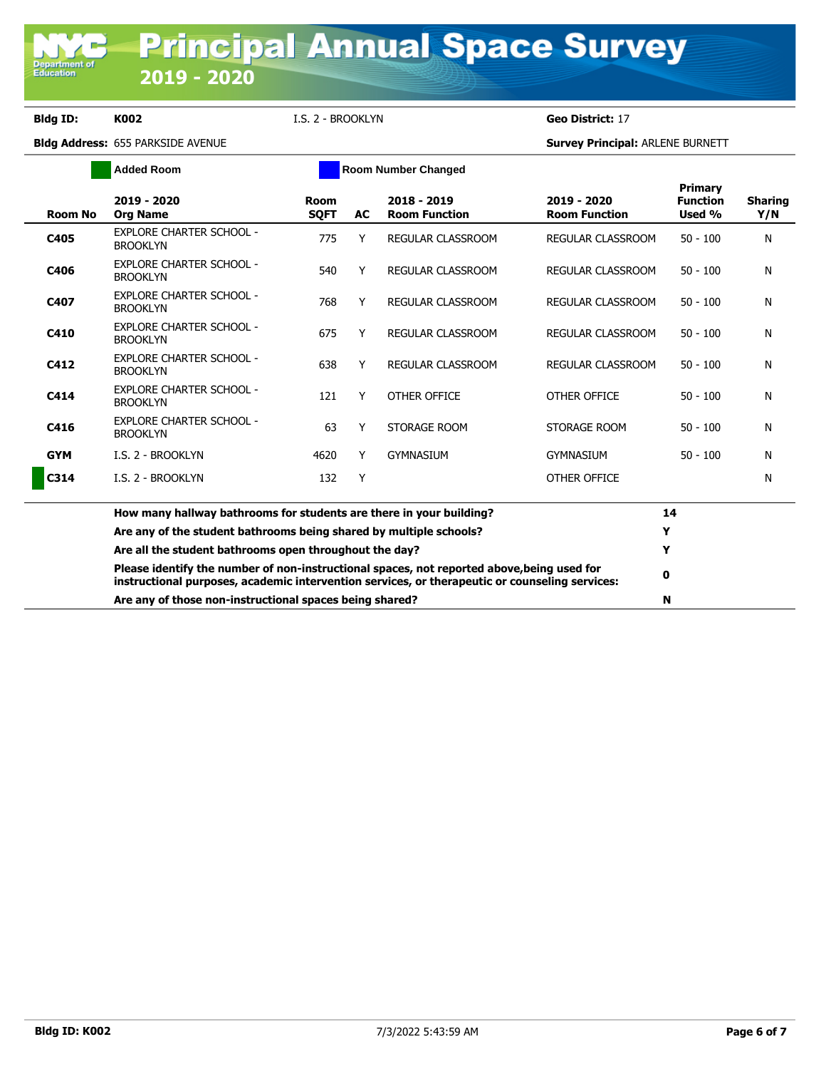# Principal Annual Space Survey
## 2019 - 2020

**Bldg ID:** K002 &nbsp;&nbsp; I.S. 2 - BROOKLYN &nbsp;&nbsp; **Geo District:** 17

**Bldg Address:** 655 PARKSIDE AVENUE &nbsp;&nbsp; **Survey Principal:** ARLENE BURNETT

Added Room &nbsp;&nbsp; Room Number Changed

| Room No | 2019 - 2020 Org Name | Room SQFT | AC | 2018 - 2019 Room Function | 2019 - 2020 Room Function | Primary Function Used % | Sharing Y/N |
|---|---|---|---|---|---|---|---|
| C405 | EXPLORE CHARTER SCHOOL - BROOKLYN | 775 | Y | REGULAR CLASSROOM | REGULAR CLASSROOM | 50 - 100 | N |
| C406 | EXPLORE CHARTER SCHOOL - BROOKLYN | 540 | Y | REGULAR CLASSROOM | REGULAR CLASSROOM | 50 - 100 | N |
| C407 | EXPLORE CHARTER SCHOOL - BROOKLYN | 768 | Y | REGULAR CLASSROOM | REGULAR CLASSROOM | 50 - 100 | N |
| C410 | EXPLORE CHARTER SCHOOL - BROOKLYN | 675 | Y | REGULAR CLASSROOM | REGULAR CLASSROOM | 50 - 100 | N |
| C412 | EXPLORE CHARTER SCHOOL - BROOKLYN | 638 | Y | REGULAR CLASSROOM | REGULAR CLASSROOM | 50 - 100 | N |
| C414 | EXPLORE CHARTER SCHOOL - BROOKLYN | 121 | Y | OTHER OFFICE | OTHER OFFICE | 50 - 100 | N |
| C416 | EXPLORE CHARTER SCHOOL - BROOKLYN | 63 | Y | STORAGE ROOM | STORAGE ROOM | 50 - 100 | N |
| GYM | I.S. 2 - BROOKLYN | 4620 | Y | GYMNASIUM | GYMNASIUM | 50 - 100 | N |
| C314 | I.S. 2 - BROOKLYN | 132 | Y | | OTHER OFFICE | | N |

| Question | Answer |
|---|---|
| **How many hallway bathrooms for students are there in your building?** | **14** |
| **Are any of the student bathrooms being shared by multiple schools?** | **Y** |
| **Are all the student bathrooms open throughout the day?** | **Y** |
| **Please identify the number of non-instructional spaces, not reported above,being used for instructional purposes, academic intervention services, or therapeutic or counseling services:** | **0** |
| **Are any of those non-instructional spaces being shared?** | **N** |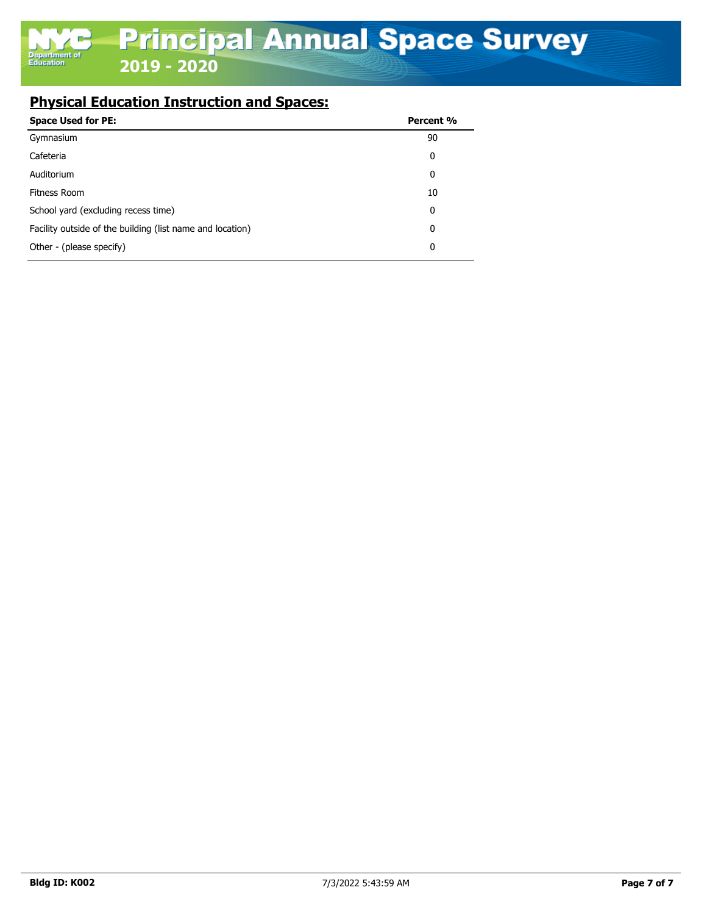## Physical Education Instruction and Spaces:

| Space Used for PE: | Percent % |
| --- | --- |
| Gymnasium | 90 |
| Cafeteria | 0 |
| Auditorium | 0 |
| Fitness Room | 10 |
| School yard (excluding recess time) | 0 |
| Facility outside of the building (list name and location) | 0 |
| Other - (please specify) | 0 |